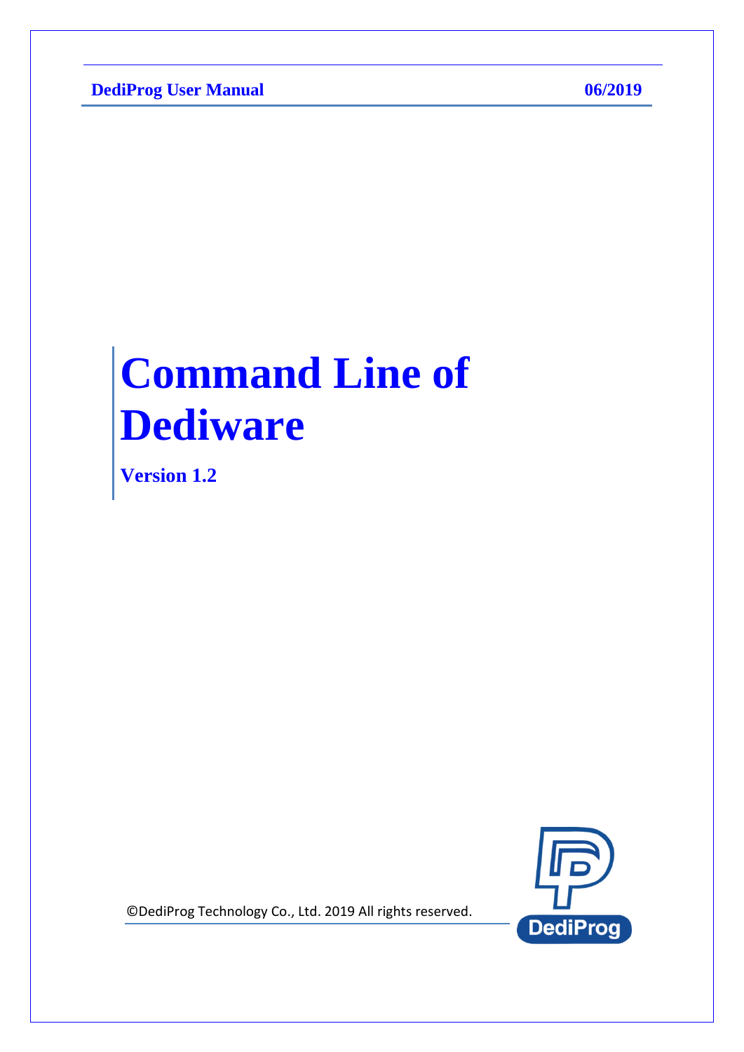DediProg User Manual 06/2019

# Command Line of Dediware

**Version 1.2**

©DediProg Technology Co., Ltd. 2019 All rights reserved.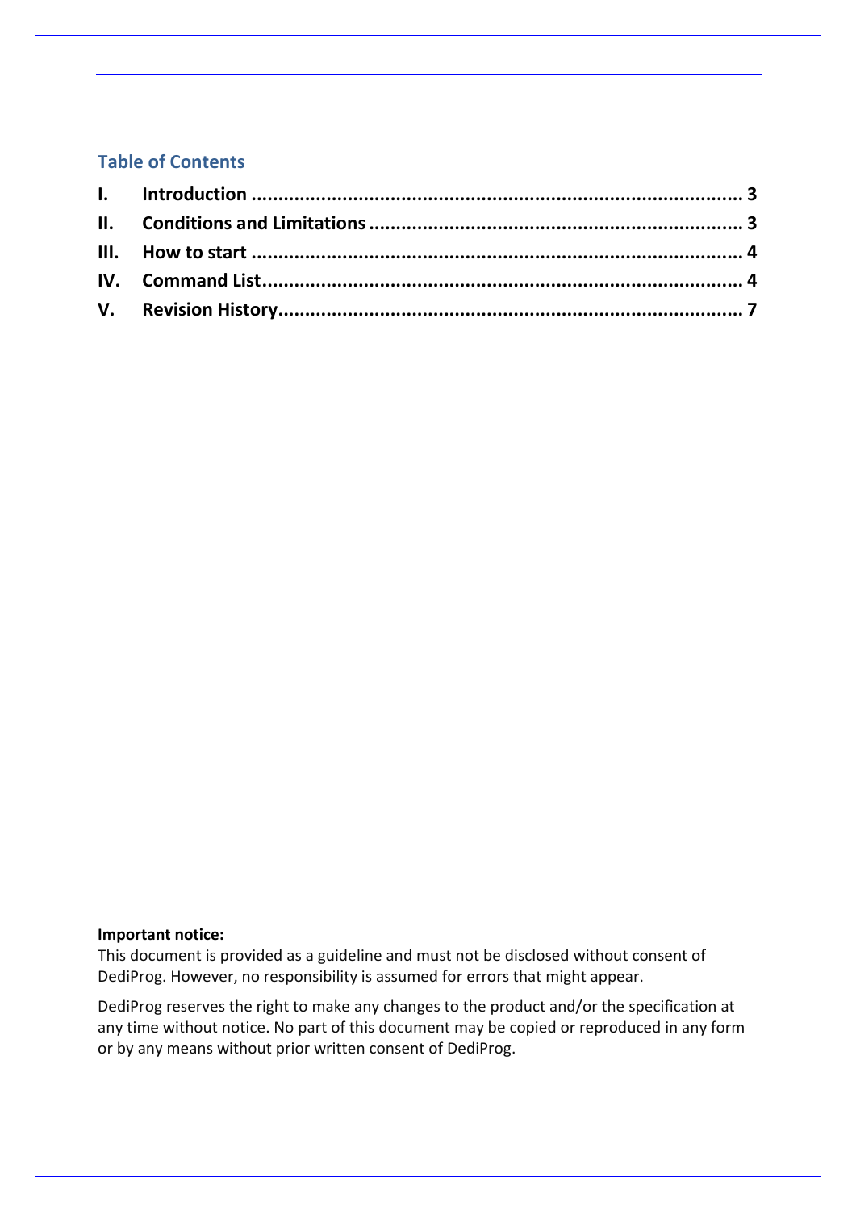## Table of Contents

| | | |
|---|---|---|
| **I.** | **Introduction** | **3** |
| **II.** | **Conditions and Limitations** | **3** |
| **III.** | **How to start** | **4** |
| **IV.** | **Command List** | **4** |
| **V.** | **Revision History** | **7** |

**Important notice:**

This document is provided as a guideline and must not be disclosed without consent of DediProg. However, no responsibility is assumed for errors that might appear.

DediProg reserves the right to make any changes to the product and/or the specification at any time without notice. No part of this document may be copied or reproduced in any form or by any means without prior written consent of DediProg.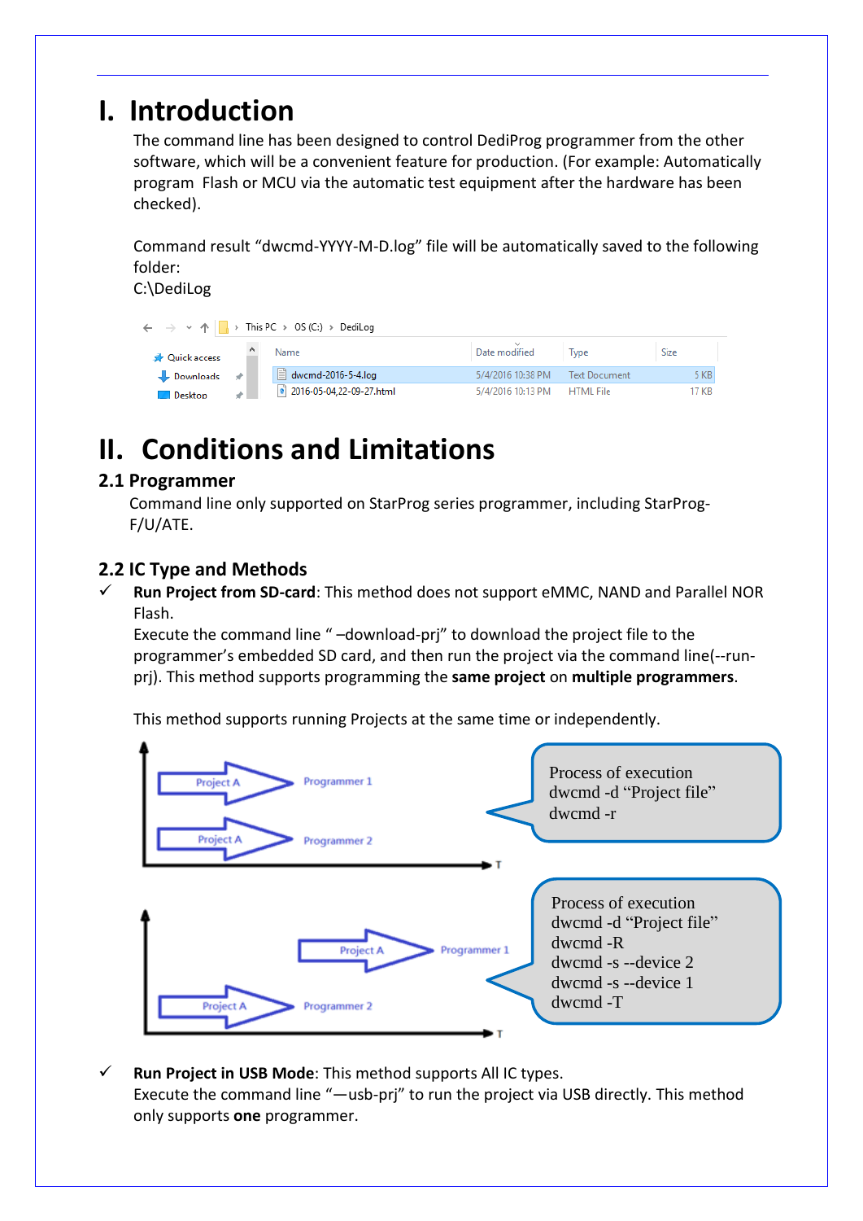# I. Introduction

The command line has been designed to control DediProg programmer from the other software, which will be a convenient feature for production. (For example: Automatically program Flash or MCU via the automatic test equipment after the hardware has been checked).

Command result “dwcmd-YYYY-M-D.log” file will be automatically saved to the following folder:
C:\DediLog

# II. Conditions and Limitations

## 2.1 Programmer

Command line only supported on StarProg series programmer, including StarProg-F/U/ATE.

## 2.2 IC Type and Methods

✓ **Run Project from SD-card**: This method does not support eMMC, NAND and Parallel NOR Flash.
Execute the command line “ –download-prj” to download the project file to the programmer’s embedded SD card, and then run the project via the command line(--run-prj). This method supports programming the **same project** on **multiple programmers**.

This method supports running Projects at the same time or independently.

Process of execution
dwcmd -d “Project file”
dwcmd -r

Process of execution
dwcmd -d “Project file”
dwcmd -R
dwcmd -s --device 2
dwcmd -s --device 1
dwcmd -T

✓ **Run Project in USB Mode**: This method supports All IC types.
Execute the command line “—usb-prj” to run the project via USB directly. This method only supports **one** programmer.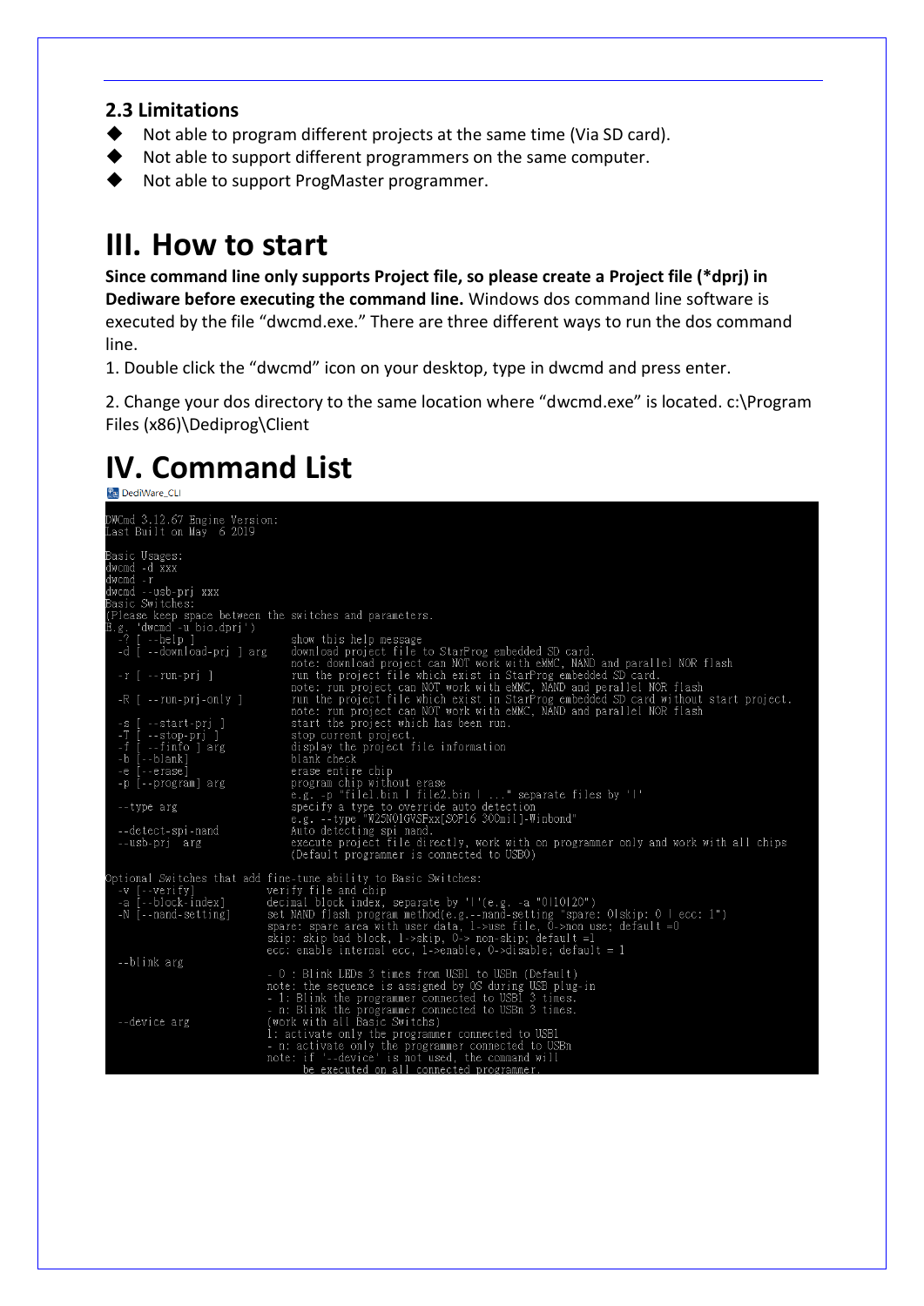### 2.3 Limitations

- Not able to program different projects at the same time (Via SD card).
- Not able to support different programmers on the same computer.
- Not able to support ProgMaster programmer.

# III. How to start

**Since command line only supports Project file, so please create a Project file (*dprj) in Dediware before executing the command line.** Windows dos command line software is executed by the file "dwcmd.exe." There are three different ways to run the dos command line.

1. Double click the "dwcmd" icon on your desktop, type in dwcmd and press enter.

2. Change your dos directory to the same location where "dwcmd.exe" is located. c:\Program Files (x86)\Dediprog\Client

# IV. Command List

DediWare_CLI

```
DWCmd 3.12.67 Engine Version:
Last Built on May  6 2019

Basic Usages:
dwcmd -d xxx
dwcmd -r
dwcmd --usb-prj xxx
Basic Switches:
(Please keep space between the switches and parameters.
E.g. 'dwcmd -u bio.dprj')
  -? [ --help ]              show this help message
  -d [ --download-prj ] arg  download project file to StarProg embedded SD card.
                             note: download project can NOT work with eMMC, NAND and parallel NOR flash
  -r [ --run-prj ]           run the project file which exist in StarProg embedded SD card.
                             note: run project can NOT work with eMMC, NAND and parallel NOR flash
  -R [ --run-prj-only ]      run the project file which exist in StarProg embedded SD card without start project.
                             note: run project can NOT work with eMMC, NAND and parallel NOR flash
  -s [ --start-prj ]         start the project which has been run.
  -T [ --stop-prj ]          stop current project.
  -f [ --finfo ] arg         display the project file information
  -b [--blank]               blank check
  -e [--erase]               erase entire chip
  -p [--program] arg         program chip without erase
                             e.g. -p "file1.bin | file2.bin | ..." separate files by '|'
  --type arg                 specify a type to override auto detection
                             e.g. --type "W25N01GVSFxx[SOP16 300mil]-Winbond"
  --detect-spi-nand          Auto detecting spi nand.
  --usb-prj  arg             execute project file directly, work with on programmer only and work with all chips
                             (Default programmer is connected to USB0)

Optional Switches that add fine-tune ability to Basic Switches:
  -v [--verify]            verify file and chip
  -a [--block-index]       decimal block index, separate by '|'(e.g. -a "0|10|20")
  -N [--nand-setting]      set NAND flash program method(e.g.--nand-setting "spare: 0|skip: 0 | ecc: 1")
                           spare: spare area with user data, 1->use file, 0->non use; default =0
                           skip: skip bad block, 1->skip, 0-> non-skip; default =1
                           ecc: enable internal ecc, 1->enable, 0->disable; default = 1
  --blink arg
                           - 0 : Blink LEDs 3 times from USB1 to USBn (Default)
                           note: the sequence is assigned by OS during USB plug-in
                           - 1: Blink the programmer connected to USB1 3 times.
                           - n: Blink the programmer connected to USBn 3 times.
  --device arg             (work with all Basic Switchs)
                           1: activate only the programmer connected to USB1
                           - n: activate only the programmer connected to USBn
                           note: if '--device' is not used, the command will
                                 be executed on all connected programmer.
```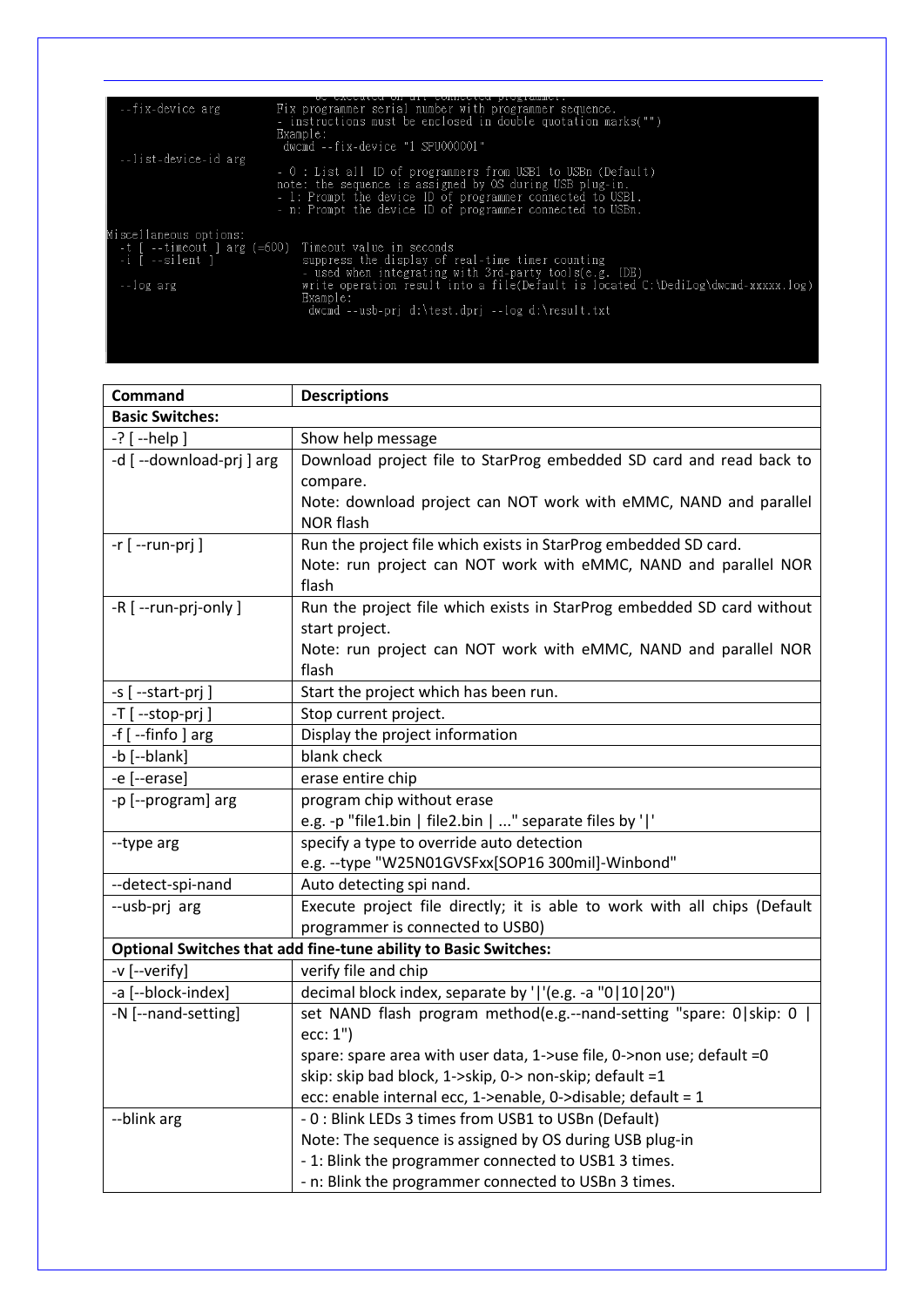```
                       be executed on all connected programmer.
  --fix-device arg          Fix programmer serial number with programmer sequence.
                            - instructions must be enclosed in double quotation marks("")
                            Example:
                             dwcmd --fix-device "1 SFU000001"
  --list-device-id arg
                            - 0 : List all ID of programmers from USB1 to USBn (Default)
                            note: the sequence is assigned by OS during USB plug-in.
                            - 1: Prompt the device ID of programmer connected to USB1.
                            - n: Prompt the device ID of programmer connected to USBn.

Miscellaneous options:
  -t [ --timeout ] arg (=600)  Timeout value in seconds
  -i [ --silent ]              suppress the display of real-time timer counting
                               - used when integrating with 3rd-party tools(e.g. IDE)
  --log arg                    write operation result into a file(Default is located C:\DediLog\dwcmd-xxxxx.log)
                               Example:
                                dwcmd --usb-prj d:\test.dprj --log d:\result.txt
```

| Command | Descriptions |
|---|---|
| **Basic Switches:** | |
| -? [ --help ] | Show help message |
| -d [ --download-prj ] arg | Download project file to StarProg embedded SD card and read back to compare.<br>Note: download project can NOT work with eMMC, NAND and parallel NOR flash |
| -r [ --run-prj ] | Run the project file which exists in StarProg embedded SD card.<br>Note: run project can NOT work with eMMC, NAND and parallel NOR flash |
| -R [ --run-prj-only ] | Run the project file which exists in StarProg embedded SD card without start project.<br>Note: run project can NOT work with eMMC, NAND and parallel NOR flash |
| -s [ --start-prj ] | Start the project which has been run. |
| -T [ --stop-prj ] | Stop current project. |
| -f [ --finfo ] arg | Display the project information |
| -b [--blank] | blank check |
| -e [--erase] | erase entire chip |
| -p [--program] arg | program chip without erase<br>e.g. -p "file1.bin \| file2.bin \| ..." separate files by '\|' |
| --type arg | specify a type to override auto detection<br>e.g. --type "W25N01GVSFxx[SOP16 300mil]-Winbond" |
| --detect-spi-nand | Auto detecting spi nand. |
| --usb-prj arg | Execute project file directly; it is able to work with all chips (Default programmer is connected to USB0) |
| **Optional Switches that add fine-tune ability to Basic Switches:** | |
| -v [--verify] | verify file and chip |
| -a [--block-index] | decimal block index, separate by '\|'(e.g. -a "0\|10\|20") |
| -N [--nand-setting] | set NAND flash program method(e.g.--nand-setting "spare: 0\|skip: 0 \| ecc: 1")<br>spare: spare area with user data, 1->use file, 0->non use; default =0<br>skip: skip bad block, 1->skip, 0-> non-skip; default =1<br>ecc: enable internal ecc, 1->enable, 0->disable; default = 1 |
| --blink arg | - 0 : Blink LEDs 3 times from USB1 to USBn (Default)<br>Note: The sequence is assigned by OS during USB plug-in<br>- 1: Blink the programmer connected to USB1 3 times.<br>- n: Blink the programmer connected to USBn 3 times. |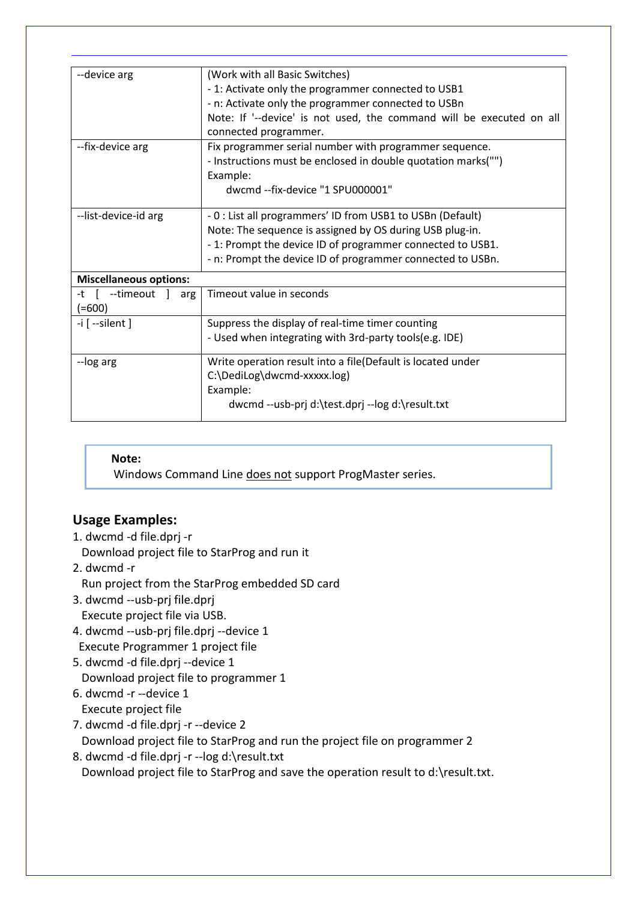| --device arg | (Work with all Basic Switches)<br>- 1: Activate only the programmer connected to USB1<br>- n: Activate only the programmer connected to USBn<br>Note: If '--device' is not used, the command will be executed on all connected programmer. |
|---|---|
| --fix-device arg | Fix programmer serial number with programmer sequence.<br>- Instructions must be enclosed in double quotation marks("")<br>Example:<br>dwcmd --fix-device "1 SPU000001" |
| --list-device-id arg | - 0 : List all programmers' ID from USB1 to USBn (Default)<br>Note: The sequence is assigned by OS during USB plug-in.<br>- 1: Prompt the device ID of programmer connected to USB1.<br>- n: Prompt the device ID of programmer connected to USBn. |
| **Miscellaneous options:** | |
| -t [ --timeout ] arg (=600) | Timeout value in seconds |
| -i [ --silent ] | Suppress the display of real-time timer counting<br>- Used when integrating with 3rd-party tools(e.g. IDE) |
| --log arg | Write operation result into a file(Default is located under C:\DediLog\dwcmd-xxxxx.log)<br>Example:<br>dwcmd --usb-prj d:\test.dprj --log d:\result.txt |

> **Note:**
> Windows Command Line <u>does not</u> support ProgMaster series.

## Usage Examples:

1. dwcmd -d file.dprj -r
   Download project file to StarProg and run it
2. dwcmd -r
   Run project from the StarProg embedded SD card
3. dwcmd --usb-prj file.dprj
   Execute project file via USB.
4. dwcmd --usb-prj file.dprj --device 1
   Execute Programmer 1 project file
5. dwcmd -d file.dprj --device 1
   Download project file to programmer 1
6. dwcmd -r --device 1
   Execute project file
7. dwcmd -d file.dprj -r --device 2
   Download project file to StarProg and run the project file on programmer 2
8. dwcmd -d file.dprj -r --log d:\result.txt
   Download project file to StarProg and save the operation result to d:\result.txt.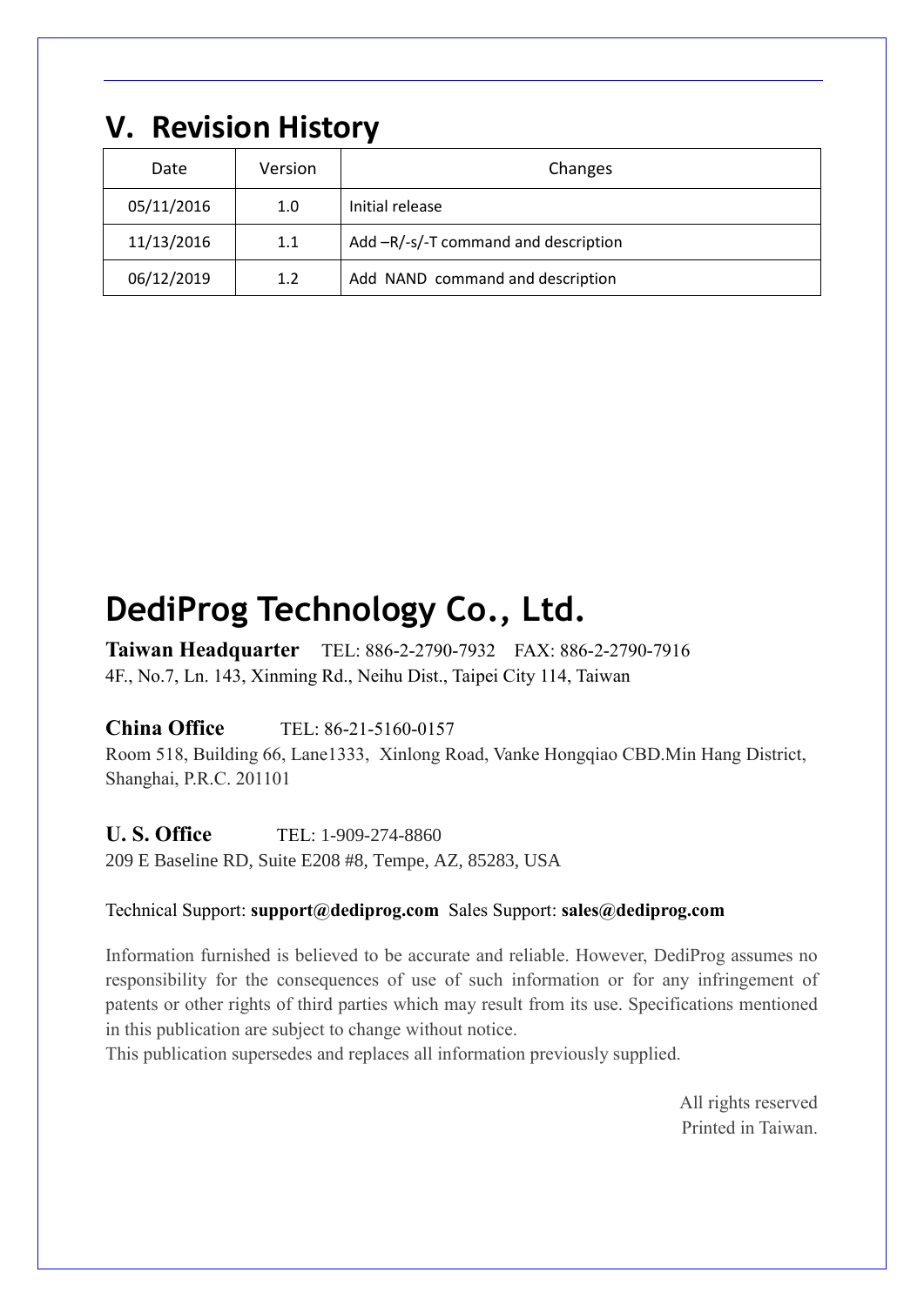## V. Revision History

| Date | Version | Changes |
|---|---|---|
| 05/11/2016 | 1.0 | Initial release |
| 11/13/2016 | 1.1 | Add –R/-s/-T command and description |
| 06/12/2019 | 1.2 | Add NAND command and description |

# DediProg Technology Co., Ltd.

**Taiwan Headquarter** TEL: 886-2-2790-7932 FAX: 886-2-2790-7916
4F., No.7, Ln. 143, Xinming Rd., Neihu Dist., Taipei City 114, Taiwan

**China Office** TEL: 86-21-5160-0157
Room 518, Building 66, Lane1333, Xinlong Road, Vanke Hongqiao CBD.Min Hang District, Shanghai, P.R.C. 201101

**U. S. Office** TEL: 1-909-274-8860
209 E Baseline RD, Suite E208 #8, Tempe, AZ, 85283, USA

Technical Support: **support@dediprog.com** Sales Support: **sales@dediprog.com**

Information furnished is believed to be accurate and reliable. However, DediProg assumes no responsibility for the consequences of use of such information or for any infringement of patents or other rights of third parties which may result from its use. Specifications mentioned in this publication are subject to change without notice.
This publication supersedes and replaces all information previously supplied.

All rights reserved
Printed in Taiwan.